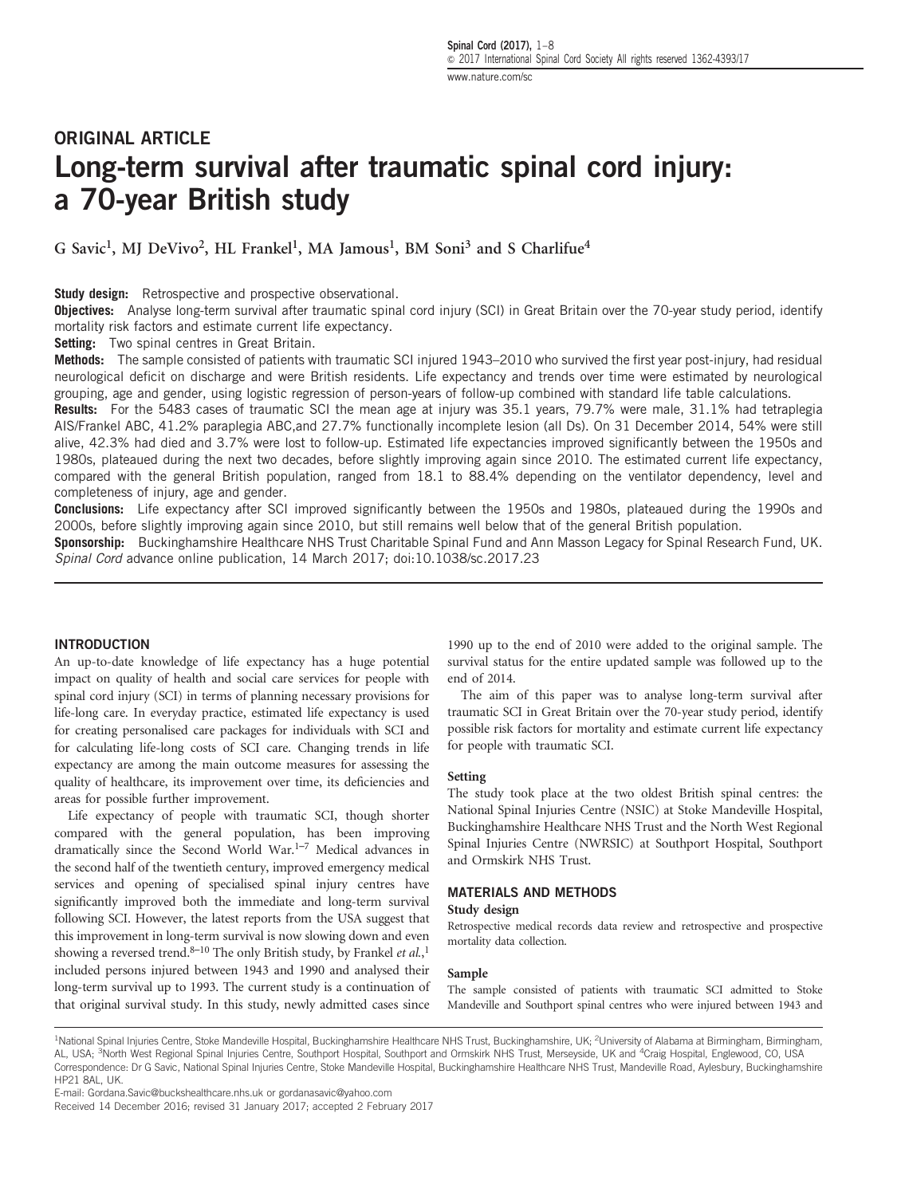ORIGINAL ARTICLE

# Long-term survival after traumatic spinal cord injury: a 70-year British study

G Savic[1], MJ DeVivo[2], HL Frankel[1], MA Jamous[1], BM Soni[3] and S Charlifue[4]

**Study design:** Retrospective and prospective observational.

**Objectives:** Analyse long-term survival after traumatic spinal cord injury (SCI) in Great Britain over the 70-year study period, identify mortality risk factors and estimate current life expectancy.

**Setting:** Two spinal centres in Great Britain.

**Methods:** The sample consisted of patients with traumatic SCI injured 1943–2010 who survived the first year post-injury, had residual neurological deficit on discharge and were British residents. Life expectancy and trends over time were estimated by neurological grouping, age and gender, using logistic regression of person-years of follow-up combined with standard life table calculations.

**Results:** For the 5483 cases of traumatic SCI the mean age at injury was 35.1 years, 79.7% were male, 31.1% had tetraplegia AIS/Frankel ABC, 41.2% paraplegia ABC,and 27.7% functionally incomplete lesion (all Ds). On 31 December 2014, 54% were still alive, 42.3% had died and 3.7% were lost to follow-up. Estimated life expectancies improved significantly between the 1950s and 1980s, plateaued during the next two decades, before slightly improving again since 2010. The estimated current life expectancy, compared with the general British population, ranged from 18.1 to 88.4% depending on the ventilator dependency, level and completeness of injury, age and gender.

**Conclusions:** Life expectancy after SCI improved significantly between the 1950s and 1980s, plateaued during the 1990s and 2000s, before slightly improving again since 2010, but still remains well below that of the general British population.

**Sponsorship:** Buckinghamshire Healthcare NHS Trust Charitable Spinal Fund and Ann Masson Legacy for Spinal Research Fund, UK.

*Spinal Cord* advance online publication, 14 March 2017; doi:10.1038/sc.2017.23

## INTRODUCTION

An up-to-date knowledge of life expectancy has a huge potential impact on quality of health and social care services for people with spinal cord injury (SCI) in terms of planning necessary provisions for life-long care. In everyday practice, estimated life expectancy is used for creating personalised care packages for individuals with SCI and for calculating life-long costs of SCI care. Changing trends in life expectancy are among the main outcome measures for assessing the quality of healthcare, its improvement over time, its deficiencies and areas for possible further improvement.

Life expectancy of people with traumatic SCI, though shorter compared with the general population, has been improving dramatically since the Second World War.[1–7] Medical advances in the second half of the twentieth century, improved emergency medical services and opening of specialised spinal injury centres have significantly improved both the immediate and long-term survival following SCI. However, the latest reports from the USA suggest that this improvement in long-term survival is now slowing down and even showing a reversed trend.[8–10] The only British study, by Frankel *et al.*,[1] included persons injured between 1943 and 1990 and analysed their long-term survival up to 1993. The current study is a continuation of that original survival study. In this study, newly admitted cases since 1990 up to the end of 2010 were added to the original sample. The survival status for the entire updated sample was followed up to the end of 2014.

The aim of this paper was to analyse long-term survival after traumatic SCI in Great Britain over the 70-year study period, identify possible risk factors for mortality and estimate current life expectancy for people with traumatic SCI.

### Setting

The study took place at the two oldest British spinal centres: the National Spinal Injuries Centre (NSIC) at Stoke Mandeville Hospital, Buckinghamshire Healthcare NHS Trust and the North West Regional Spinal Injuries Centre (NWRSIC) at Southport Hospital, Southport and Ormskirk NHS Trust.

## MATERIALS AND METHODS

### Study design

Retrospective medical records data review and retrospective and prospective mortality data collection.

### Sample

The sample consisted of patients with traumatic SCI admitted to Stoke Mandeville and Southport spinal centres who were injured between 1943 and

[1]National Spinal Injuries Centre, Stoke Mandeville Hospital, Buckinghamshire Healthcare NHS Trust, Buckinghamshire, UK; [2]University of Alabama at Birmingham, Birmingham, AL, USA; [3]North West Regional Spinal Injuries Centre, Southport Hospital, Southport and Ormskirk NHS Trust, Merseyside, UK and [4]Craig Hospital, Englewood, CO, USA

Correspondence: Dr G Savic, National Spinal Injuries Centre, Stoke Mandeville Hospital, Buckinghamshire Healthcare NHS Trust, Mandeville Road, Aylesbury, Buckinghamshire HP21 8AL, UK.

E-mail: Gordana.Savic@buckshealthcare.nhs.uk or gordanasavic@yahoo.com

Received 14 December 2016; revised 31 January 2017; accepted 2 February 2017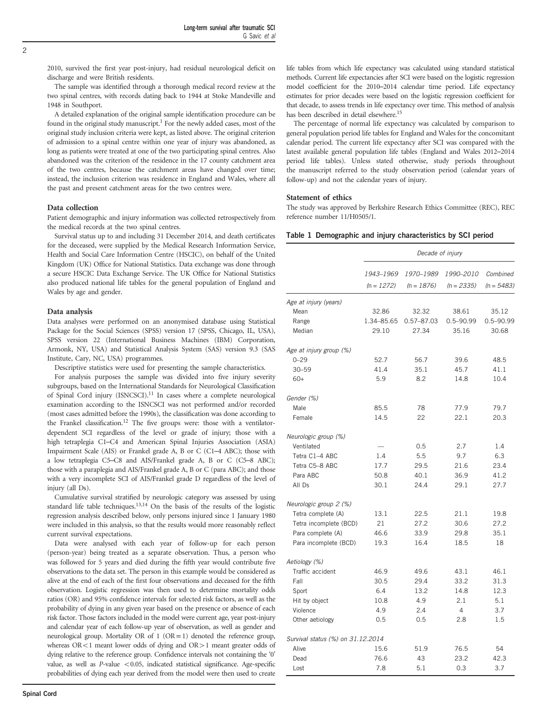2010, survived the first year post-injury, had residual neurological deficit on discharge and were British residents.

The sample was identified through a thorough medical record review at the two spinal centres, with records dating back to 1944 at Stoke Mandeville and 1948 in Southport.

A detailed explanation of the original sample identification procedure can be found in the original study manuscript.[1] For the newly added cases, most of the original study inclusion criteria were kept, as listed above. The original criterion of admission to a spinal centre within one year of injury was abandoned, as long as patients were treated at one of the two participating spinal centres. Also abandoned was the criterion of the residence in the 17 county catchment area of the two centres, because the catchment areas have changed over time; instead, the inclusion criterion was residence in England and Wales, where all the past and present catchment areas for the two centres were.

### Data collection

Patient demographic and injury information was collected retrospectively from the medical records at the two spinal centres.

Survival status up to and including 31 December 2014, and death certificates for the deceased, were supplied by the Medical Research Information Service, Health and Social Care Information Centre (HSCIC), on behalf of the United Kingdom (UK) Office for National Statistics. Data exchange was done through a secure HSCIC Data Exchange Service. The UK Office for National Statistics also produced national life tables for the general population of England and Wales by age and gender.

### Data analysis

Data analyses were performed on an anonymised database using Statistical Package for the Social Sciences (SPSS) version 17 (SPSS, Chicago, IL, USA), SPSS version 22 (International Business Machines (IBM) Corporation, Armonk, NY, USA) and Statistical Analysis System (SAS) version 9.3 (SAS Institute, Cary, NC, USA) programmes.

Descriptive statistics were used for presenting the sample characteristics.

For analysis purposes the sample was divided into five injury severity subgroups, based on the International Standards for Neurological Classification of Spinal Cord injury (ISNCSCI).[11] In cases where a complete neurological examination according to the ISNCSCI was not performed and/or recorded (most cases admitted before the 1990s), the classification was done according to the Frankel classification.[12] The five groups were: those with a ventilator-dependent SCI regardless of the level or grade of injury; those with a high tetraplegia C1–C4 and American Spinal Injuries Association (ASIA) Impairment Scale (AIS) or Frankel grade A, B or C (C1–4 ABC); those with a low tetraplegia C5–C8 and AIS/Frankel grade A, B or C (C5–8 ABC); those with a paraplegia and AIS/Frankel grade A, B or C (para ABC); and those with a very incomplete SCI of AIS/Frankel grade D regardless of the level of injury (all Ds).

Cumulative survival stratified by neurologic category was assessed by using standard life table techniques.[13,14] On the basis of the results of the logistic regression analysis described below, only persons injured since 1 January 1980 were included in this analysis, so that the results would more reasonably reflect current survival expectations.

Data were analysed with each year of follow-up for each person (person-year) being treated as a separate observation. Thus, a person who was followed for 5 years and died during the fifth year would contribute five observations to the data set. The person in this example would be considered as alive at the end of each of the first four observations and deceased for the fifth observation. Logistic regression was then used to determine mortality odds ratios (OR) and 95% confidence intervals for selected risk factors, as well as the probability of dying in any given year based on the presence or absence of each risk factor. Those factors included in the model were current age, year post-injury and calendar year of each follow-up year of observation, as well as gender and neurological group. Mortality OR of 1 (OR = 1) denoted the reference group, whereas OR < 1 meant lower odds of dying and OR > 1 meant greater odds of dying relative to the reference group. Confidence intervals not containing the '0' value, as well as $P$-value $<0.05$, indicated statistical significance. Age-specific probabilities of dying each year derived from the model were then used to create life tables from which life expectancy was calculated using standard statistical methods. Current life expectancies after SCI were based on the logistic regression model coefficient for the 2010–2014 calendar time period. Life expectancy estimates for prior decades were based on the logistic regression coefficient for that decade, to assess trends in life expectancy over time. This method of analysis has been described in detail elsewhere.[15]

The percentage of normal life expectancy was calculated by comparison to general population period life tables for England and Wales for the concomitant calendar period. The current life expectancy after SCI was compared with the latest available general population life tables (England and Wales 2012–2014 period life tables). Unless stated otherwise, study periods throughout the manuscript referred to the study observation period (calendar years of follow-up) and not the calendar years of injury.

### Statement of ethics

The study was approved by Berkshire Research Ethics Committee (REC), REC reference number 11/H0505/1.

**Table 1 Demographic and injury characteristics by SCI period**

| | *Decade of injury* | | | |
|---|---|---|---|---|
| | *1943–1969 (n = 1272)* | *1970–1989 (n = 1876)* | *1990–2010 (n = 2335)* | *Combined (n = 5483)* |
| *Age at injury (years)* | | | | |
| Mean | 32.86 | 32.32 | 38.61 | 35.12 |
| Range | 1.34–85.65 | 0.57–87.03 | 0.5–90.99 | 0.5–90.99 |
| Median | 29.10 | 27.34 | 35.16 | 30.68 |
| *Age at injury group (%)* | | | | |
| 0–29 | 52.7 | 56.7 | 39.6 | 48.5 |
| 30–59 | 41.4 | 35.1 | 45.7 | 41.1 |
| 60+ | 5.9 | 8.2 | 14.8 | 10.4 |
| *Gender (%)* | | | | |
| Male | 85.5 | 78 | 77.9 | 79.7 |
| Female | 14.5 | 22 | 22.1 | 20.3 |
| *Neurologic group (%)* | | | | |
| Ventilated | — | 0.5 | 2.7 | 1.4 |
| Tetra C1–4 ABC | 1.4 | 5.5 | 9.7 | 6.3 |
| Tetra C5–8 ABC | 17.7 | 29.5 | 21.6 | 23.4 |
| Para ABC | 50.8 | 40.1 | 36.9 | 41.2 |
| All Ds | 30.1 | 24.4 | 29.1 | 27.7 |
| *Neurologic group 2 (%)* | | | | |
| Tetra complete (A) | 13.1 | 22.5 | 21.1 | 19.8 |
| Tetra incomplete (BCD) | 21 | 27.2 | 30.6 | 27.2 |
| Para complete (A) | 46.6 | 33.9 | 29.8 | 35.1 |
| Para incomplete (BCD) | 19.3 | 16.4 | 18.5 | 18 |
| *Aetiology (%)* | | | | |
| Traffic accident | 46.9 | 49.6 | 43.1 | 46.1 |
| Fall | 30.5 | 29.4 | 33.2 | 31.3 |
| Sport | 6.4 | 13.2 | 14.8 | 12.3 |
| Hit by object | 10.8 | 4.9 | 2.1 | 5.1 |
| Violence | 4.9 | 2.4 | 4 | 3.7 |
| Other aetiology | 0.5 | 0.5 | 2.8 | 1.5 |
| *Survival status (%) on 31.12.2014* | | | | |
| Alive | 15.6 | 51.9 | 76.5 | 54 |
| Dead | 76.6 | 43 | 23.2 | 42.3 |
| Lost | 7.8 | 5.1 | 0.3 | 3.7 |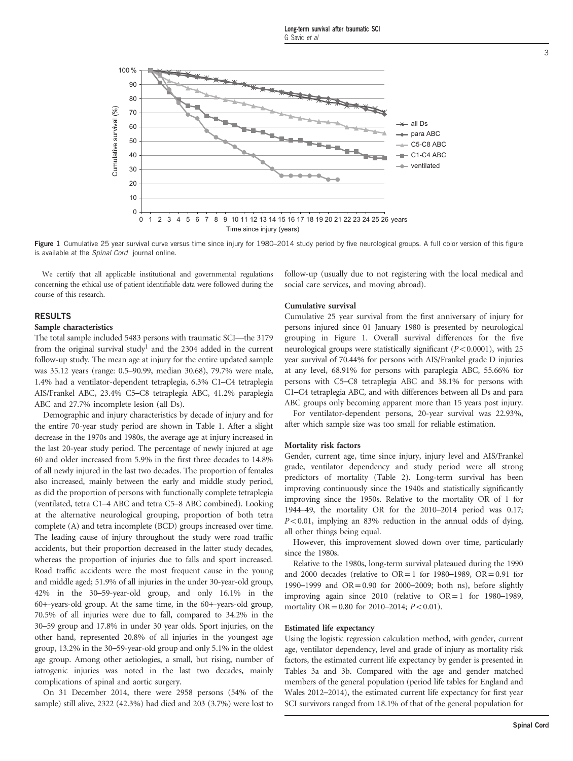Figure 1 Cumulative 25 year survival curve versus time since injury for 1980–2014 study period by five neurological groups. A full color version of this figure is available at the *Spinal Cord* journal online.

We certify that all applicable institutional and governmental regulations concerning the ethical use of patient identifiable data were followed during the course of this research.

## RESULTS

### Sample characteristics

The total sample included 5483 persons with traumatic SCI—the 3179 from the original survival study[1] and the 2304 added in the current follow-up study. The mean age at injury for the entire updated sample was 35.12 years (range: 0.5–90.99, median 30.68), 79.7% were male, 1.4% had a ventilator-dependent tetraplegia, 6.3% C1–C4 tetraplegia AIS/Frankel ABC, 23.4% C5–C8 tetraplegia ABC, 41.2% paraplegia ABC and 27.7% incomplete lesion (all Ds).

Demographic and injury characteristics by decade of injury and for the entire 70-year study period are shown in Table 1. After a slight decrease in the 1970s and 1980s, the average age at injury increased in the last 20-year study period. The percentage of newly injured at age 60 and older increased from 5.9% in the first three decades to 14.8% of all newly injured in the last two decades. The proportion of females also increased, mainly between the early and middle study period, as did the proportion of persons with functionally complete tetraplegia (ventilated, tetra C1–4 ABC and tetra C5–8 ABC combined). Looking at the alternative neurological grouping, proportion of both tetra complete (A) and tetra incomplete (BCD) groups increased over time. The leading cause of injury throughout the study were road traffic accidents, but their proportion decreased in the latter study decades, whereas the proportion of injuries due to falls and sport increased. Road traffic accidents were the most frequent cause in the young and middle aged; 51.9% of all injuries in the under 30-year-old group, 42% in the 30–59-year-old group, and only 16.1% in the 60+-years-old group. At the same time, in the 60+-years-old group, 70.5% of all injuries were due to fall, compared to 34.2% in the 30–59 group and 17.8% in under 30 year olds. Sport injuries, on the other hand, represented 20.8% of all injuries in the youngest age group, 13.2% in the 30–59-year-old group and only 5.1% in the oldest age group. Among other aetiologies, a small, but rising, number of iatrogenic injuries was noted in the last two decades, mainly complications of spinal and aortic surgery.

On 31 December 2014, there were 2958 persons (54% of the sample) still alive, 2322 (42.3%) had died and 203 (3.7%) were lost to follow-up (usually due to not registering with the local medical and social care services, and moving abroad).

### Cumulative survival

Cumulative 25 year survival from the first anniversary of injury for persons injured since 01 January 1980 is presented by neurological grouping in Figure 1. Overall survival differences for the five neurological groups were statistically significant ($P<0.0001$), with 25 year survival of 70.44% for persons with AIS/Frankel grade D injuries at any level, 68.91% for persons with paraplegia ABC, 55.66% for persons with C5–C8 tetraplegia ABC and 38.1% for persons with C1–C4 tetraplegia ABC, and with differences between all Ds and para ABC groups only becoming apparent more than 15 years post injury.

For ventilator-dependent persons, 20-year survival was 22.93%, after which sample size was too small for reliable estimation.

### Mortality risk factors

Gender, current age, time since injury, injury level and AIS/Frankel grade, ventilator dependency and study period were all strong predictors of mortality (Table 2). Long-term survival has been improving continuously since the 1940s and statistically significantly improving since the 1950s. Relative to the mortality OR of 1 for 1944–49, the mortality OR for the 2010–2014 period was 0.17; $P<0.01$, implying an 83% reduction in the annual odds of dying, all other things being equal.

However, this improvement slowed down over time, particularly since the 1980s.

Relative to the 1980s, long-term survival plateaued during the 1990 and 2000 decades (relative to OR = 1 for 1980–1989, OR = 0.91 for 1990–1999 and OR = 0.90 for 2000–2009; both ns), before slightly improving again since 2010 (relative to OR = 1 for 1980–1989, mortality OR = 0.80 for 2010–2014; $P<0.01$).

### Estimated life expectancy

Using the logistic regression calculation method, with gender, current age, ventilator dependency, level and grade of injury as mortality risk factors, the estimated current life expectancy by gender is presented in Tables 3a and 3b. Compared with the age and gender matched members of the general population (period life tables for England and Wales 2012–2014), the estimated current life expectancy for first year SCI survivors ranged from 18.1% of that of the general population for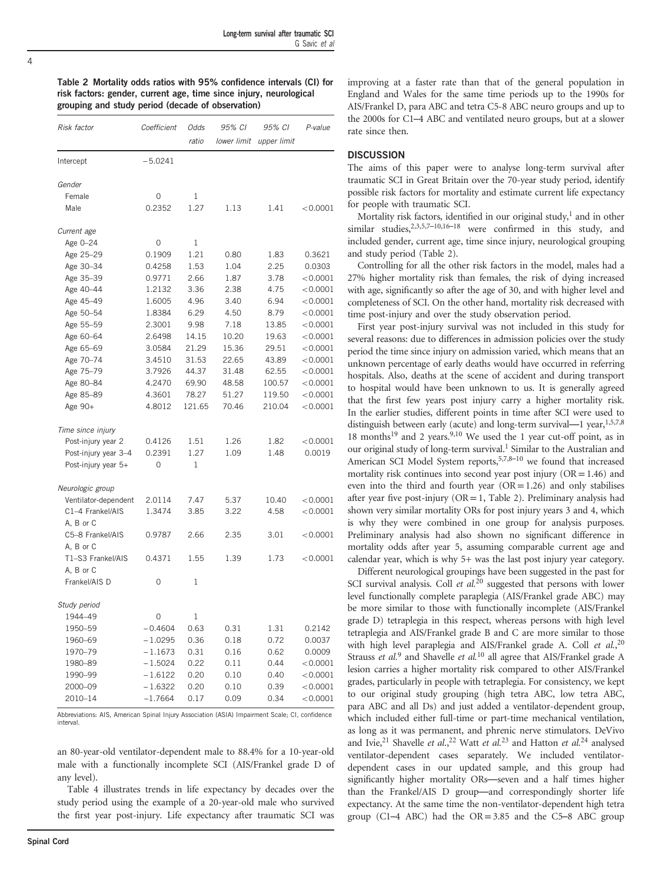**Table 2 Mortality odds ratios with 95% confidence intervals (CI) for risk factors: gender, current age, time since injury, neurological grouping and study period (decade of observation)**

| Risk factor | Coefficient | Odds ratio | 95% CI lower limit | 95% CI upper limit | P-value |
|---|---|---|---|---|---|
| Intercept | −5.0241 | | | | |
| *Gender* | | | | | |
| Female | 0 | 1 | | | |
| Male | 0.2352 | 1.27 | 1.13 | 1.41 | <0.0001 |
| *Current age* | | | | | |
| Age 0–24 | 0 | 1 | | | |
| Age 25–29 | 0.1909 | 1.21 | 0.80 | 1.83 | 0.3621 |
| Age 30–34 | 0.4258 | 1.53 | 1.04 | 2.25 | 0.0303 |
| Age 35–39 | 0.9771 | 2.66 | 1.87 | 3.78 | <0.0001 |
| Age 40–44 | 1.2132 | 3.36 | 2.38 | 4.75 | <0.0001 |
| Age 45–49 | 1.6005 | 4.96 | 3.40 | 6.94 | <0.0001 |
| Age 50–54 | 1.8384 | 6.29 | 4.50 | 8.79 | <0.0001 |
| Age 55–59 | 2.3001 | 9.98 | 7.18 | 13.85 | <0.0001 |
| Age 60–64 | 2.6498 | 14.15 | 10.20 | 19.63 | <0.0001 |
| Age 65–69 | 3.0584 | 21.29 | 15.36 | 29.51 | <0.0001 |
| Age 70–74 | 3.4510 | 31.53 | 22.65 | 43.89 | <0.0001 |
| Age 75–79 | 3.7926 | 44.37 | 31.48 | 62.55 | <0.0001 |
| Age 80–84 | 4.2470 | 69.90 | 48.58 | 100.57 | <0.0001 |
| Age 85–89 | 4.3601 | 78.27 | 51.27 | 119.50 | <0.0001 |
| Age 90+ | 4.8012 | 121.65 | 70.46 | 210.04 | <0.0001 |
| *Time since injury* | | | | | |
| Post-injury year 2 | 0.4126 | 1.51 | 1.26 | 1.82 | <0.0001 |
| Post-injury year 3–4 | 0.2391 | 1.27 | 1.09 | 1.48 | 0.0019 |
| Post-injury year 5+ | 0 | 1 | | | |
| *Neurologic group* | | | | | |
| Ventilator-dependent | 2.0114 | 7.47 | 5.37 | 10.40 | <0.0001 |
| C1–4 Frankel/AIS A, B or C | 1.3474 | 3.85 | 3.22 | 4.58 | <0.0001 |
| C5–8 Frankel/AIS A, B or C | 0.9787 | 2.66 | 2.35 | 3.01 | <0.0001 |
| T1–S3 Frankel/AIS A, B or C | 0.4371 | 1.55 | 1.39 | 1.73 | <0.0001 |
| Frankel/AIS D | 0 | 1 | | | |
| *Study period* | | | | | |
| 1944–49 | 0 | 1 | | | |
| 1950–59 | −0.4604 | 0.63 | 0.31 | 1.31 | 0.2142 |
| 1960–69 | −1.0295 | 0.36 | 0.18 | 0.72 | 0.0037 |
| 1970–79 | −1.1673 | 0.31 | 0.16 | 0.62 | 0.0009 |
| 1980–89 | −1.5024 | 0.22 | 0.11 | 0.44 | <0.0001 |
| 1990–99 | −1.6122 | 0.20 | 0.10 | 0.40 | <0.0001 |
| 2000–09 | −1.6322 | 0.20 | 0.10 | 0.39 | <0.0001 |
| 2010–14 | −1.7664 | 0.17 | 0.09 | 0.34 | <0.0001 |

Abbreviations: AIS, American Spinal Injury Association (ASIA) Impairment Scale; CI, confidence interval.

an 80-year-old ventilator-dependent male to 88.4% for a 10-year-old male with a functionally incomplete SCI (AIS/Frankel grade D of any level).

Table 4 illustrates trends in life expectancy by decades over the study period using the example of a 20-year-old male who survived the first year post-injury. Life expectancy after traumatic SCI was improving at a faster rate than that of the general population in England and Wales for the same time periods up to the 1990s for AIS/Frankel D, para ABC and tetra C5-8 ABC neuro groups and up to the 2000s for C1–4 ABC and ventilated neuro groups, but at a slower rate since then.

## DISCUSSION

The aims of this paper were to analyse long-term survival after traumatic SCI in Great Britain over the 70-year study period, identify possible risk factors for mortality and estimate current life expectancy for people with traumatic SCI.

Mortality risk factors, identified in our original study,[1] and in other similar studies,[2,3,5,7–10,16–18] were confirmed in this study, and included gender, current age, time since injury, neurological grouping and study period (Table 2).

Controlling for all the other risk factors in the model, males had a 27% higher mortality risk than females, the risk of dying increased with age, significantly so after the age of 30, and with higher level and completeness of SCI. On the other hand, mortality risk decreased with time post-injury and over the study observation period.

First year post-injury survival was not included in this study for several reasons: due to differences in admission policies over the study period the time since injury on admission varied, which means that an unknown percentage of early deaths would have occurred in referring hospitals. Also, deaths at the scene of accident and during transport to hospital would have been unknown to us. It is generally agreed that the first few years post injury carry a higher mortality risk. In the earlier studies, different points in time after SCI were used to distinguish between early (acute) and long-term survival—1 year,[1,5,7,8] 18 months[19] and 2 years.[9,10] We used the 1 year cut-off point, as in our original study of long-term survival.[1] Similar to the Australian and American SCI Model System reports,[5,7,8–10] we found that increased mortality risk continues into second year post injury (OR = 1.46) and even into the third and fourth year (OR = 1.26) and only stabilises after year five post-injury (OR = 1, Table 2). Preliminary analysis had shown very similar mortality ORs for post injury years 3 and 4, which is why they were combined in one group for analysis purposes. Preliminary analysis had also shown no significant difference in mortality odds after year 5, assuming comparable current age and calendar year, which is why 5+ was the last post injury year category.

Different neurological groupings have been suggested in the past for SCI survival analysis. Coll *et al.*[20] suggested that persons with lower level functionally complete paraplegia (AIS/Frankel grade ABC) may be more similar to those with functionally incomplete (AIS/Frankel grade D) tetraplegia in this respect, whereas persons with high level tetraplegia and AIS/Frankel grade B and C are more similar to those with high level paraplegia and AIS/Frankel grade A. Coll *et al.*,[20] Strauss *et al.*[9] and Shavelle *et al.*[10] all agree that AIS/Frankel grade A lesion carries a higher mortality risk compared to other AIS/Frankel grades, particularly in people with tetraplegia. For consistency, we kept to our original study grouping (high tetra ABC, low tetra ABC, para ABC and all Ds) and just added a ventilator-dependent group, which included either full-time or part-time mechanical ventilation, as long as it was permanent, and phrenic nerve stimulators. DeVivo and Ivie,[21] Shavelle *et al.*,[22] Watt *et al.*[23] and Hatton *et al.*[24] analysed ventilator-dependent cases separately. We included ventilator-dependent cases in our updated sample, and this group had significantly higher mortality ORs—seven and a half times higher than the Frankel/AIS D group—and correspondingly shorter life expectancy. At the same time the non-ventilator-dependent high tetra group (C1–4 ABC) had the OR = 3.85 and the C5–8 ABC group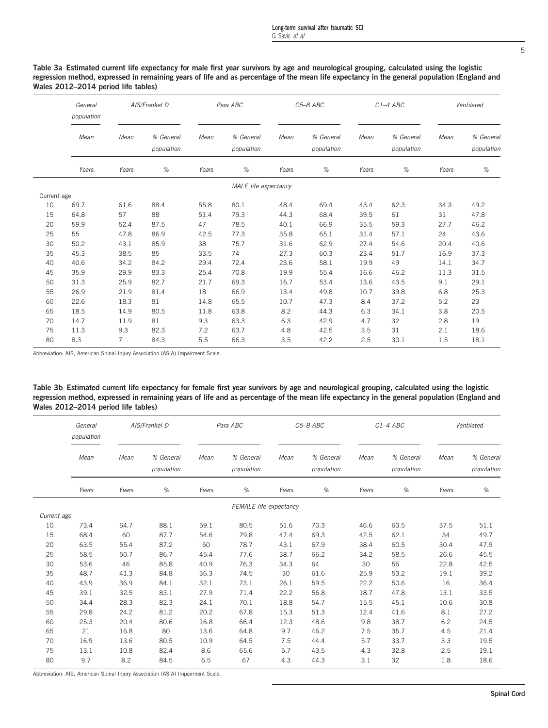**Table 3a Estimated current life expectancy for male first year survivors by age and neurological grouping, calculated using the logistic regression method, expressed in remaining years of life and as percentage of the mean life expectancy in the general population (England and Wales 2012–2014 period life tables)**

| | *General population* | *AIS/Frankel D* | | *Para ABC* | | *C5–8 ABC* | | *C1–4 ABC* | | *Ventilated* | |
|---|---|---|---|---|---|---|---|---|---|---|---|
| | *Mean* | *Mean* | *% General population* | *Mean* | *% General population* | *Mean* | *% General population* | *Mean* | *% General population* | *Mean* | *% General population* |
| | *Years* | *Years* | *%* | *Years* | *%* | *Years* | *%* | *Years* | *%* | *Years* | *%* |
| | | | | | *MALE life expectancy* | | | | | | |
| Current age | | | | | | | | | | | |
| 10 | 69.7 | 61.6 | 88.4 | 55.8 | 80.1 | 48.4 | 69.4 | 43.4 | 62.3 | 34.3 | 49.2 |
| 15 | 64.8 | 57 | 88 | 51.4 | 79.3 | 44.3 | 68.4 | 39.5 | 61 | 31 | 47.8 |
| 20 | 59.9 | 52.4 | 87.5 | 47 | 78.5 | 40.1 | 66.9 | 35.5 | 59.3 | 27.7 | 46.2 |
| 25 | 55 | 47.8 | 86.9 | 42.5 | 77.3 | 35.8 | 65.1 | 31.4 | 57.1 | 24 | 43.6 |
| 30 | 50.2 | 43.1 | 85.9 | 38 | 75.7 | 31.6 | 62.9 | 27.4 | 54.6 | 20.4 | 40.6 |
| 35 | 45.3 | 38.5 | 85 | 33.5 | 74 | 27.3 | 60.3 | 23.4 | 51.7 | 16.9 | 37.3 |
| 40 | 40.6 | 34.2 | 84.2 | 29.4 | 72.4 | 23.6 | 58.1 | 19.9 | 49 | 14.1 | 34.7 |
| 45 | 35.9 | 29.9 | 83.3 | 25.4 | 70.8 | 19.9 | 55.4 | 16.6 | 46.2 | 11.3 | 31.5 |
| 50 | 31.3 | 25.9 | 82.7 | 21.7 | 69.3 | 16.7 | 53.4 | 13.6 | 43.5 | 9.1 | 29.1 |
| 55 | 26.9 | 21.9 | 81.4 | 18 | 66.9 | 13.4 | 49.8 | 10.7 | 39.8 | 6.8 | 25.3 |
| 60 | 22.6 | 18.3 | 81 | 14.8 | 65.5 | 10.7 | 47.3 | 8.4 | 37.2 | 5.2 | 23 |
| 65 | 18.5 | 14.9 | 80.5 | 11.8 | 63.8 | 8.2 | 44.3 | 6.3 | 34.1 | 3.8 | 20.5 |
| 70 | 14.7 | 11.9 | 81 | 9.3 | 63.3 | 6.3 | 42.9 | 4.7 | 32 | 2.8 | 19 |
| 75 | 11.3 | 9.3 | 82.3 | 7.2 | 63.7 | 4.8 | 42.5 | 3.5 | 31 | 2.1 | 18.6 |
| 80 | 8.3 | 7 | 84.3 | 5.5 | 66.3 | 3.5 | 42.2 | 2.5 | 30.1 | 1.5 | 18.1 |

Abbreviation: AIS, American Spinal Injury Association (ASIA) Impairment Scale.

**Table 3b Estimated current life expectancy for female first year survivors by age and neurological grouping, calculated using the logistic regression method, expressed in remaining years of life and as percentage of the mean life expectancy in the general population (England and Wales 2012–2014 period life tables)**

| | *General population* | *AIS/Frankel D* | | *Para ABC* | | *C5–8 ABC* | | *C1–4 ABC* | | *Ventilated* | |
|---|---|---|---|---|---|---|---|---|---|---|---|
| | *Mean* | *Mean* | *% General population* | *Mean* | *% General population* | *Mean* | *% General population* | *Mean* | *% General population* | *Mean* | *% General population* |
| | *Years* | *Years* | *%* | *Years* | *%* | *Years* | *%* | *Years* | *%* | *Years* | *%* |
| | | | | | *FEMALE life expectancy* | | | | | | |
| *Current age* | | | | | | | | | | | |
| 10 | 73.4 | 64.7 | 88.1 | 59.1 | 80.5 | 51.6 | 70.3 | 46.6 | 63.5 | 37.5 | 51.1 |
| 15 | 68.4 | 60 | 87.7 | 54.6 | 79.8 | 47.4 | 69.3 | 42.5 | 62.1 | 34 | 49.7 |
| 20 | 63.5 | 55.4 | 87.2 | 50 | 78.7 | 43.1 | 67.9 | 38.4 | 60.5 | 30.4 | 47.9 |
| 25 | 58.5 | 50.7 | 86.7 | 45.4 | 77.6 | 38.7 | 66.2 | 34.2 | 58.5 | 26.6 | 45.5 |
| 30 | 53.6 | 46 | 85.8 | 40.9 | 76.3 | 34.3 | 64 | 30 | 56 | 22.8 | 42.5 |
| 35 | 48.7 | 41.3 | 84.8 | 36.3 | 74.5 | 30 | 61.6 | 25.9 | 53.2 | 19.1 | 39.2 |
| 40 | 43.9 | 36.9 | 84.1 | 32.1 | 73.1 | 26.1 | 59.5 | 22.2 | 50.6 | 16 | 36.4 |
| 45 | 39.1 | 32.5 | 83.1 | 27.9 | 71.4 | 22.2 | 56.8 | 18.7 | 47.8 | 13.1 | 33.5 |
| 50 | 34.4 | 28.3 | 82.3 | 24.1 | 70.1 | 18.8 | 54.7 | 15.5 | 45.1 | 10.6 | 30.8 |
| 55 | 29.8 | 24.2 | 81.2 | 20.2 | 67.8 | 15.3 | 51.3 | 12.4 | 41.6 | 8.1 | 27.2 |
| 60 | 25.3 | 20.4 | 80.6 | 16.8 | 66.4 | 12.3 | 48.6 | 9.8 | 38.7 | 6.2 | 24.5 |
| 65 | 21 | 16.8 | 80 | 13.6 | 64.8 | 9.7 | 46.2 | 7.5 | 35.7 | 4.5 | 21.4 |
| 70 | 16.9 | 13.6 | 80.5 | 10.9 | 64.5 | 7.5 | 44.4 | 5.7 | 33.7 | 3.3 | 19.5 |
| 75 | 13.1 | 10.8 | 82.4 | 8.6 | 65.6 | 5.7 | 43.5 | 4.3 | 32.8 | 2.5 | 19.1 |
| 80 | 9.7 | 8.2 | 84.5 | 6.5 | 67 | 4.3 | 44.3 | 3.1 | 32 | 1.8 | 18.6 |

Abbreviation: AIS, American Spinal Injury Association (ASIA) Impairment Scale.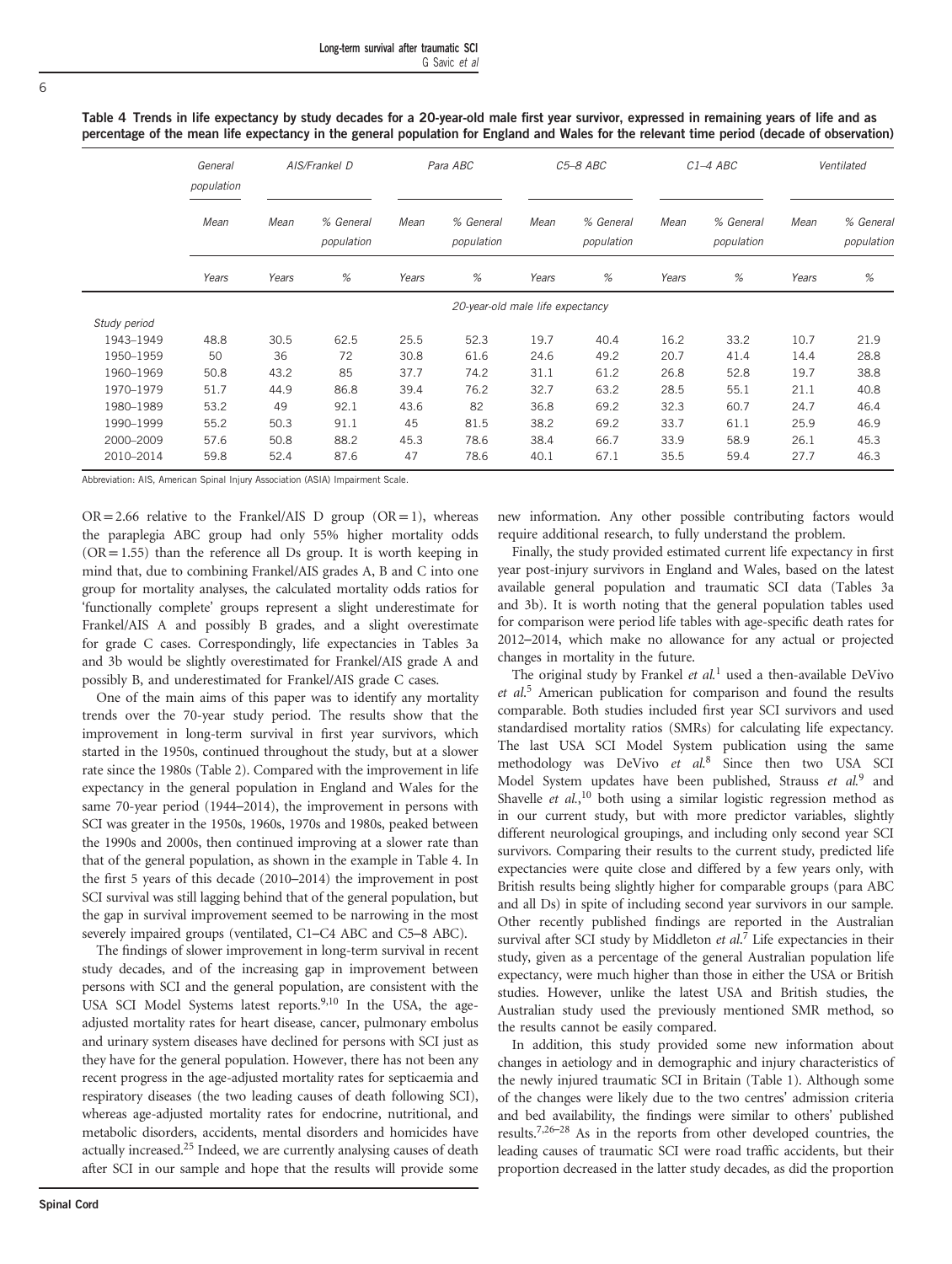**Table 4 Trends in life expectancy by study decades for a 20-year-old male first year survivor, expressed in remaining years of life and as percentage of the mean life expectancy in the general population for England and Wales for the relevant time period (decade of observation)**

| | General population | AIS/Frankel D | | Para ABC | | C5–8 ABC | | C1–4 ABC | | Ventilated | |
|---|---|---|---|---|---|---|---|---|---|---|---|
| | Mean | Mean | % General population | Mean | % General population | Mean | % General population | Mean | % General population | Mean | % General population |
| | Years | Years | % | Years | % | Years | % | Years | % | Years | % |
| | 20-year-old male life expectancy | | | | | | | | | | |
| Study period | | | | | | | | | | | |
| 1943–1949 | 48.8 | 30.5 | 62.5 | 25.5 | 52.3 | 19.7 | 40.4 | 16.2 | 33.2 | 10.7 | 21.9 |
| 1950–1959 | 50 | 36 | 72 | 30.8 | 61.6 | 24.6 | 49.2 | 20.7 | 41.4 | 14.4 | 28.8 |
| 1960–1969 | 50.8 | 43.2 | 85 | 37.7 | 74.2 | 31.1 | 61.2 | 26.8 | 52.8 | 19.7 | 38.8 |
| 1970–1979 | 51.7 | 44.9 | 86.8 | 39.4 | 76.2 | 32.7 | 63.2 | 28.5 | 55.1 | 21.1 | 40.8 |
| 1980–1989 | 53.2 | 49 | 92.1 | 43.6 | 82 | 36.8 | 69.2 | 32.3 | 60.7 | 24.7 | 46.4 |
| 1990–1999 | 55.2 | 50.3 | 91.1 | 45 | 81.5 | 38.2 | 69.2 | 33.7 | 61.1 | 25.9 | 46.9 |
| 2000–2009 | 57.6 | 50.8 | 88.2 | 45.3 | 78.6 | 38.4 | 66.7 | 33.9 | 58.9 | 26.1 | 45.3 |
| 2010–2014 | 59.8 | 52.4 | 87.6 | 47 | 78.6 | 40.1 | 67.1 | 35.5 | 59.4 | 27.7 | 46.3 |

Abbreviation: AIS, American Spinal Injury Association (ASIA) Impairment Scale.

OR = 2.66 relative to the Frankel/AIS D group (OR = 1), whereas the paraplegia ABC group had only 55% higher mortality odds (OR = 1.55) than the reference all Ds group. It is worth keeping in mind that, due to combining Frankel/AIS grades A, B and C into one group for mortality analyses, the calculated mortality odds ratios for 'functionally complete' groups represent a slight underestimate for Frankel/AIS A and possibly B grades, and a slight overestimate for grade C cases. Correspondingly, life expectancies in Tables 3a and 3b would be slightly overestimated for Frankel/AIS grade A and possibly B, and underestimated for Frankel/AIS grade C cases.

One of the main aims of this paper was to identify any mortality trends over the 70-year study period. The results show that the improvement in long-term survival in first year survivors, which started in the 1950s, continued throughout the study, but at a slower rate since the 1980s (Table 2). Compared with the improvement in life expectancy in the general population in England and Wales for the same 70-year period (1944–2014), the improvement in persons with SCI was greater in the 1950s, 1960s, 1970s and 1980s, peaked between the 1990s and 2000s, then continued improving at a slower rate than that of the general population, as shown in the example in Table 4. In the first 5 years of this decade (2010–2014) the improvement in post SCI survival was still lagging behind that of the general population, but the gap in survival improvement seemed to be narrowing in the most severely impaired groups (ventilated, C1–C4 ABC and C5–8 ABC).

The findings of slower improvement in long-term survival in recent study decades, and of the increasing gap in improvement between persons with SCI and the general population, are consistent with the USA SCI Model Systems latest reports.[9,10] In the USA, the age-adjusted mortality rates for heart disease, cancer, pulmonary embolus and urinary system diseases have declined for persons with SCI just as they have for the general population. However, there has not been any recent progress in the age-adjusted mortality rates for septicaemia and respiratory diseases (the two leading causes of death following SCI), whereas age-adjusted mortality rates for endocrine, nutritional, and metabolic disorders, accidents, mental disorders and homicides have actually increased.[25] Indeed, we are currently analysing causes of death after SCI in our sample and hope that the results will provide some new information. Any other possible contributing factors would require additional research, to fully understand the problem.

Finally, the study provided estimated current life expectancy in first year post-injury survivors in England and Wales, based on the latest available general population and traumatic SCI data (Tables 3a and 3b). It is worth noting that the general population tables used for comparison were period life tables with age-specific death rates for 2012–2014, which make no allowance for any actual or projected changes in mortality in the future.

The original study by Frankel *et al.*[1] used a then-available DeVivo *et al.*[5] American publication for comparison and found the results comparable. Both studies included first year SCI survivors and used standardised mortality ratios (SMRs) for calculating life expectancy. The last USA SCI Model System publication using the same methodology was DeVivo *et al.*[8] Since then two USA SCI Model System updates have been published, Strauss *et al.*[9] and Shavelle *et al.*,[10] both using a similar logistic regression method as in our current study, but with more predictor variables, slightly different neurological groupings, and including only second year SCI survivors. Comparing their results to the current study, predicted life expectancies were quite close and differed by a few years only, with British results being slightly higher for comparable groups (para ABC and all Ds) in spite of including second year survivors in our sample. Other recently published findings are reported in the Australian survival after SCI study by Middleton *et al.*[7] Life expectancies in their study, given as a percentage of the general Australian population life expectancy, were much higher than those in either the USA or British studies. However, unlike the latest USA and British studies, the Australian study used the previously mentioned SMR method, so the results cannot be easily compared.

In addition, this study provided some new information about changes in aetiology and in demographic and injury characteristics of the newly injured traumatic SCI in Britain (Table 1). Although some of the changes were likely due to the two centres' admission criteria and bed availability, the findings were similar to others' published results.[7,26–28] As in the reports from other developed countries, the leading causes of traumatic SCI were road traffic accidents, but their proportion decreased in the latter study decades, as did the proportion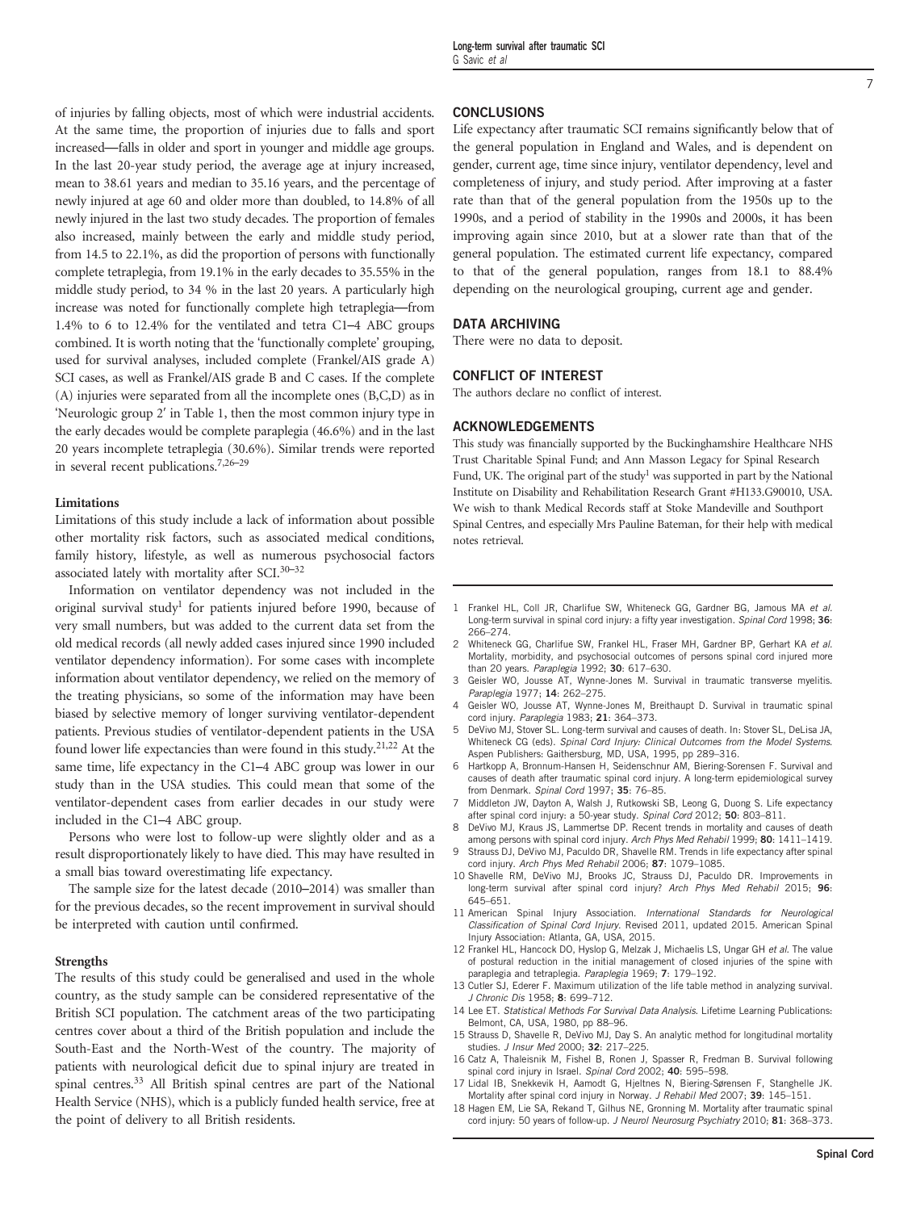of injuries by falling objects, most of which were industrial accidents. At the same time, the proportion of injuries due to falls and sport increased—falls in older and sport in younger and middle age groups. In the last 20-year study period, the average age at injury increased, mean to 38.61 years and median to 35.16 years, and the percentage of newly injured at age 60 and older more than doubled, to 14.8% of all newly injured in the last two study decades. The proportion of females also increased, mainly between the early and middle study period, from 14.5 to 22.1%, as did the proportion of persons with functionally complete tetraplegia, from 19.1% in the early decades to 35.55% in the middle study period, to 34 % in the last 20 years. A particularly high increase was noted for functionally complete high tetraplegia—from 1.4% to 6 to 12.4% for the ventilated and tetra C1–4 ABC groups combined. It is worth noting that the 'functionally complete' grouping, used for survival analyses, included complete (Frankel/AIS grade A) SCI cases, as well as Frankel/AIS grade B and C cases. If the complete (A) injuries were separated from all the incomplete ones (B,C,D) as in 'Neurologic group 2′ in Table 1, then the most common injury type in the early decades would be complete paraplegia (46.6%) and in the last 20 years incomplete tetraplegia (30.6%). Similar trends were reported in several recent publications.[7,26–29]

### Limitations

Limitations of this study include a lack of information about possible other mortality risk factors, such as associated medical conditions, family history, lifestyle, as well as numerous psychosocial factors associated lately with mortality after SCI.[30–32]

Information on ventilator dependency was not included in the original survival study[1] for patients injured before 1990, because of very small numbers, but was added to the current data set from the old medical records (all newly added cases injured since 1990 included ventilator dependency information). For some cases with incomplete information about ventilator dependency, we relied on the memory of the treating physicians, so some of the information may have been biased by selective memory of longer surviving ventilator-dependent patients. Previous studies of ventilator-dependent patients in the USA found lower life expectancies than were found in this study.[21,22] At the same time, life expectancy in the C1–4 ABC group was lower in our study than in the USA studies. This could mean that some of the ventilator-dependent cases from earlier decades in our study were included in the C1–4 ABC group.

Persons who were lost to follow-up were slightly older and as a result disproportionately likely to have died. This may have resulted in a small bias toward overestimating life expectancy.

The sample size for the latest decade (2010–2014) was smaller than for the previous decades, so the recent improvement in survival should be interpreted with caution until confirmed.

### Strengths

The results of this study could be generalised and used in the whole country, as the study sample can be considered representative of the British SCI population. The catchment areas of the two participating centres cover about a third of the British population and include the South-East and the North-West of the country. The majority of patients with neurological deficit due to spinal injury are treated in spinal centres.[33] All British spinal centres are part of the National Health Service (NHS), which is a publicly funded health service, free at the point of delivery to all British residents.

## CONCLUSIONS

Life expectancy after traumatic SCI remains significantly below that of the general population in England and Wales, and is dependent on gender, current age, time since injury, ventilator dependency, level and completeness of injury, and study period. After improving at a faster rate than that of the general population from the 1950s up to the 1990s, and a period of stability in the 1990s and 2000s, it has been improving again since 2010, but at a slower rate than that of the general population. The estimated current life expectancy, compared to that of the general population, ranges from 18.1 to 88.4% depending on the neurological grouping, current age and gender.

## DATA ARCHIVING

There were no data to deposit.

## CONFLICT OF INTEREST

The authors declare no conflict of interest.

## ACKNOWLEDGEMENTS

This study was financially supported by the Buckinghamshire Healthcare NHS Trust Charitable Spinal Fund; and Ann Masson Legacy for Spinal Research Fund, UK. The original part of the study[1] was supported in part by the National Institute on Disability and Rehabilitation Research Grant #H133.G90010, USA. We wish to thank Medical Records staff at Stoke Mandeville and Southport Spinal Centres, and especially Mrs Pauline Bateman, for their help with medical notes retrieval.

1. Frankel HL, Coll JR, Charlifue SW, Whiteneck GG, Gardner BG, Jamous MA *et al.* Long-term survival in spinal cord injury: a fifty year investigation. *Spinal Cord* 1998; **36**: 266–274.
2. Whiteneck GG, Charlifue SW, Frankel HL, Fraser MH, Gardner BP, Gerhart KA *et al.* Mortality, morbidity, and psychosocial outcomes of persons spinal cord injured more than 20 years. *Paraplegia* 1992; **30**: 617–630.
3. Geisler WO, Jousse AT, Wynne-Jones M. Survival in traumatic transverse myelitis. *Paraplegia* 1977; **14**: 262–275.
4. Geisler WO, Jousse AT, Wynne-Jones M, Breithaupt D. Survival in traumatic spinal cord injury. *Paraplegia* 1983; **21**: 364–373.
5. DeVivo MJ, Stover SL. Long-term survival and causes of death. In: Stover SL, DeLisa JA, Whiteneck CG (eds). *Spinal Cord Injury: Clinical Outcomes from the Model Systems*. Aspen Publishers: Gaithersburg, MD, USA, 1995, pp 289–316.
6. Hartkopp A, Bronnum-Hansen H, Seidenschnur AM, Biering-Sorensen F. Survival and causes of death after traumatic spinal cord injury. A long-term epidemiological survey from Denmark. *Spinal Cord* 1997; **35**: 76–85.
7. Middleton JW, Dayton A, Walsh J, Rutkowski SB, Leong G, Duong S. Life expectancy after spinal cord injury: a 50-year study. *Spinal Cord* 2012; **50**: 803–811.
8. DeVivo MJ, Kraus JS, Lammertse DP. Recent trends in mortality and causes of death among persons with spinal cord injury. *Arch Phys Med Rehabil* 1999; **80**: 1411–1419.
9. Strauss DJ, DeVivo MJ, Paculdo DR, Shavelle RM. Trends in life expectancy after spinal cord injury. *Arch Phys Med Rehabil* 2006; **87**: 1079–1085.
10. Shavelle RM, DeVivo MJ, Brooks JC, Strauss DJ, Paculdo DR. Improvements in long-term survival after spinal cord injury? *Arch Phys Med Rehabil* 2015; **96**: 645–651.
11. American Spinal Injury Association. *International Standards for Neurological Classification of Spinal Cord Injury*. Revised 2011, updated 2015. American Spinal Injury Association: Atlanta, GA, USA, 2015.
12. Frankel HL, Hancock DO, Hyslop G, Melzak J, Michaelis LS, Ungar GH *et al.* The value of postural reduction in the initial management of closed injuries of the spine with paraplegia and tetraplegia. *Paraplegia* 1969; **7**: 179–192.
13. Cutler SJ, Ederer F. Maximum utilization of the life table method in analyzing survival. *J Chronic Dis* 1958; **8**: 699–712.
14. Lee ET. *Statistical Methods For Survival Data Analysis*. Lifetime Learning Publications: Belmont, CA, USA, 1980, pp 88–96.
15. Strauss D, Shavelle R, DeVivo MJ, Day S. An analytic method for longitudinal mortality studies. *J Insur Med* 2000; **32**: 217–225.
16. Catz A, Thaleisnik M, Fishel B, Ronen J, Spasser R, Fredman B. Survival following spinal cord injury in Israel. *Spinal Cord* 2002; **40**: 595–598.
17. Lidal IB, Snekkevik H, Aamodt G, Hjeltnes N, Biering-Sørensen F, Stanghelle JK. Mortality after spinal cord injury in Norway. *J Rehabil Med* 2007; **39**: 145–151.
18. Hagen EM, Lie SA, Rekand T, Gilhus NE, Gronning M. Mortality after traumatic spinal cord injury: 50 years of follow-up. *J Neurol Neurosurg Psychiatry* 2010; **81**: 368–373.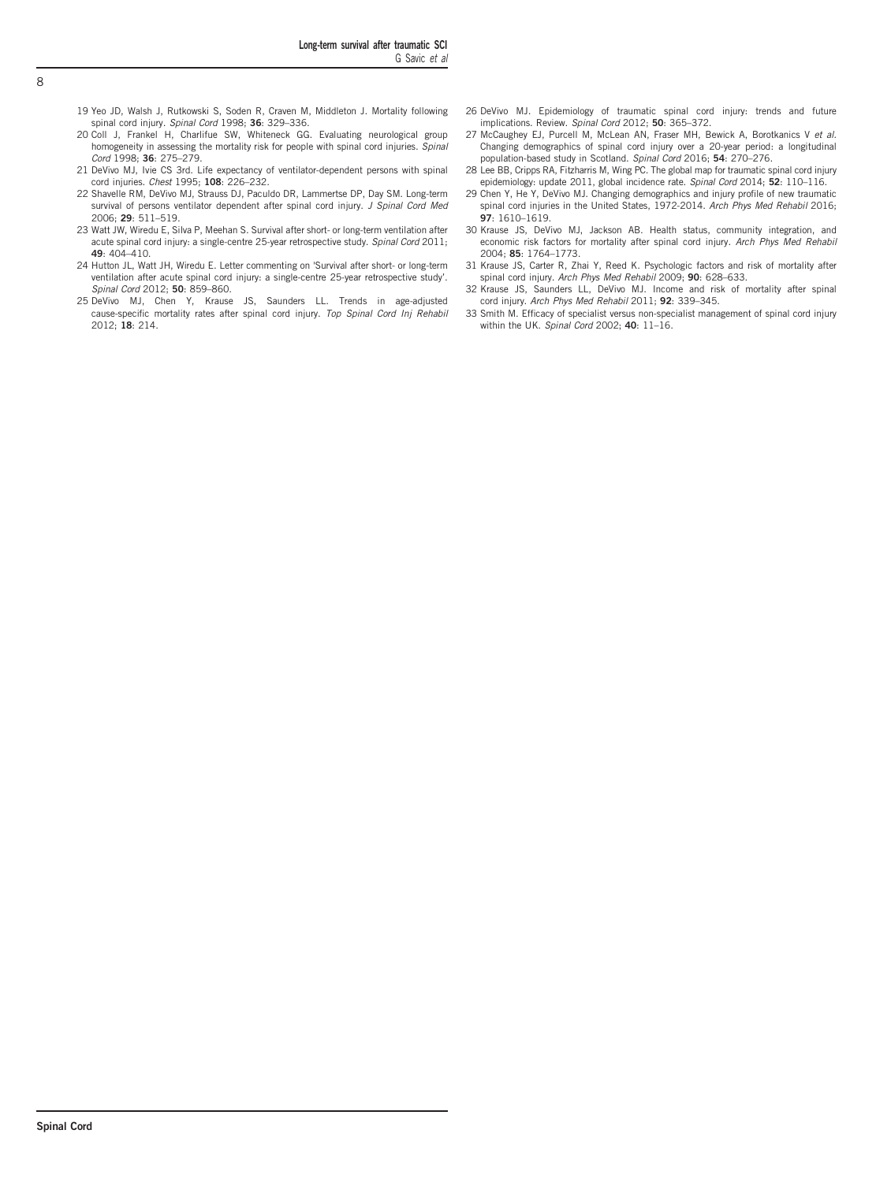19 Yeo JD, Walsh J, Rutkowski S, Soden R, Craven M, Middleton J. Mortality following spinal cord injury. *Spinal Cord* 1998; **36**: 329–336.

20 Coll J, Frankel H, Charlifue SW, Whiteneck GG. Evaluating neurological group homogeneity in assessing the mortality risk for people with spinal cord injuries. *Spinal Cord* 1998; **36**: 275–279.

21 DeVivo MJ, Ivie CS 3rd. Life expectancy of ventilator-dependent persons with spinal cord injuries. *Chest* 1995; **108**: 226–232.

22 Shavelle RM, DeVivo MJ, Strauss DJ, Paculdo DR, Lammertse DP, Day SM. Long-term survival of persons ventilator dependent after spinal cord injury. *J Spinal Cord Med* 2006; **29**: 511–519.

23 Watt JW, Wiredu E, Silva P, Meehan S. Survival after short- or long-term ventilation after acute spinal cord injury: a single-centre 25-year retrospective study. *Spinal Cord* 2011; **49**: 404–410.

24 Hutton JL, Watt JH, Wiredu E. Letter commenting on 'Survival after short- or long-term ventilation after acute spinal cord injury: a single-centre 25-year retrospective study'. *Spinal Cord* 2012; **50**: 859–860.

25 DeVivo MJ, Chen Y, Krause JS, Saunders LL. Trends in age-adjusted cause-specific mortality rates after spinal cord injury. *Top Spinal Cord Inj Rehabil* 2012; **18**: 214.

26 DeVivo MJ. Epidemiology of traumatic spinal cord injury: trends and future implications. Review. *Spinal Cord* 2012; **50**: 365–372.

27 McCaughey EJ, Purcell M, McLean AN, Fraser MH, Bewick A, Borotkanics V *et al.* Changing demographics of spinal cord injury over a 20-year period: a longitudinal population-based study in Scotland. *Spinal Cord* 2016; **54**: 270–276.

28 Lee BB, Cripps RA, Fitzharris M, Wing PC. The global map for traumatic spinal cord injury epidemiology: update 2011, global incidence rate. *Spinal Cord* 2014; **52**: 110–116.

29 Chen Y, He Y, DeVivo MJ. Changing demographics and injury profile of new traumatic spinal cord injuries in the United States, 1972-2014. *Arch Phys Med Rehabil* 2016; **97**: 1610–1619.

30 Krause JS, DeVivo MJ, Jackson AB. Health status, community integration, and economic risk factors for mortality after spinal cord injury. *Arch Phys Med Rehabil* 2004; **85**: 1764–1773.

31 Krause JS, Carter R, Zhai Y, Reed K. Psychologic factors and risk of mortality after spinal cord injury. *Arch Phys Med Rehabil* 2009; **90**: 628–633.

32 Krause JS, Saunders LL, DeVivo MJ. Income and risk of mortality after spinal cord injury. *Arch Phys Med Rehabil* 2011; **92**: 339–345.

33 Smith M. Efficacy of specialist versus non-specialist management of spinal cord injury within the UK. *Spinal Cord* 2002; **40**: 11–16.